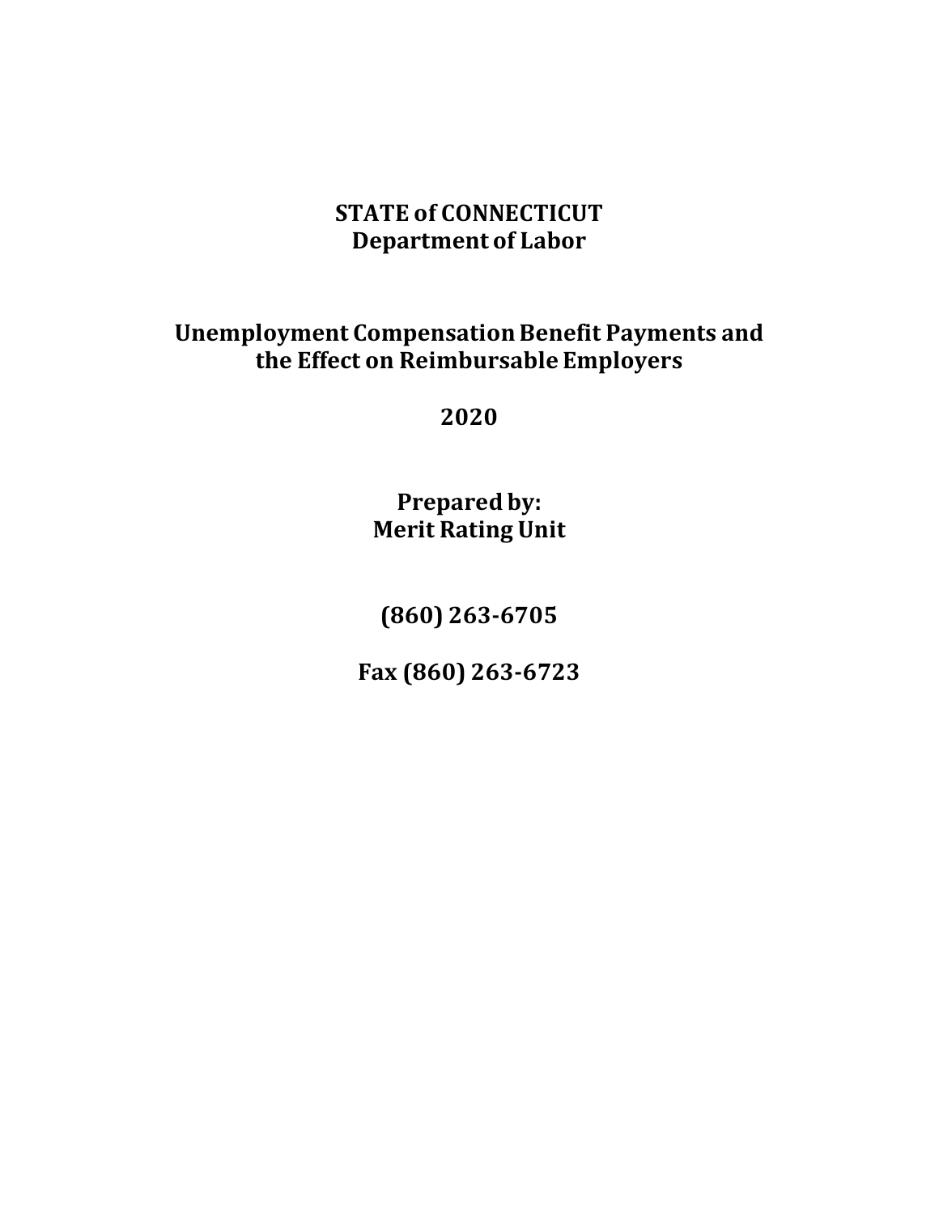# STATE of CONNECTICUT
# Department of Labor

## Unemployment Compensation Benefit Payments and the Effect on Reimbursable Employers

## 2020

**Prepared by:**
**Merit Rating Unit**

**(860) 263-6705**

**Fax (860) 263-6723**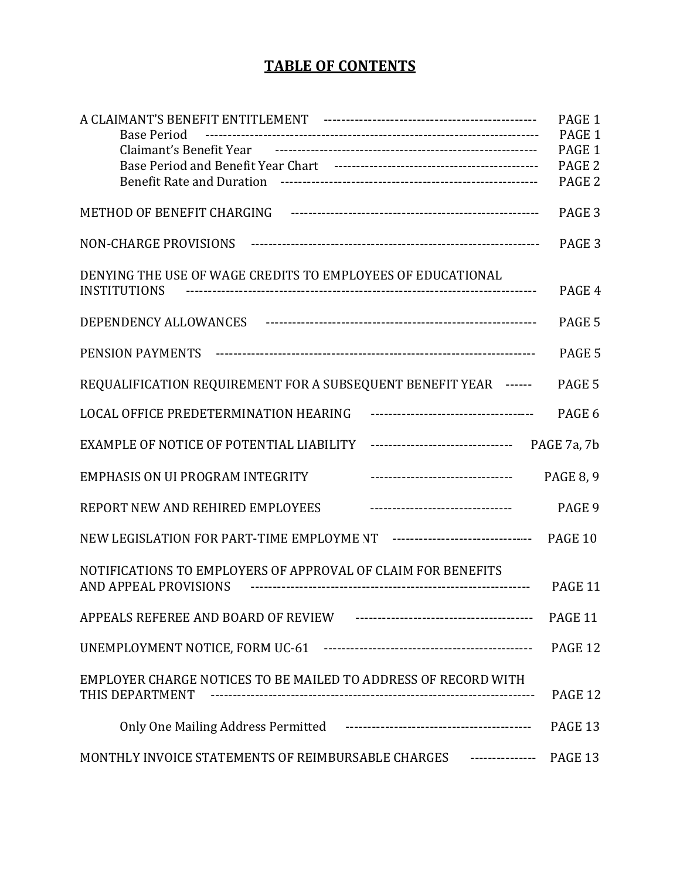# TABLE OF CONTENTS

| | |
|---|---|
| A CLAIMANT'S BENEFIT ENTITLEMENT | PAGE 1 |
| Base Period | PAGE 1 |
| Claimant's Benefit Year | PAGE 1 |
| Base Period and Benefit Year Chart | PAGE 2 |
| Benefit Rate and Duration | PAGE 2 |
| METHOD OF BENEFIT CHARGING | PAGE 3 |
| NON-CHARGE PROVISIONS | PAGE 3 |
| DENYING THE USE OF WAGE CREDITS TO EMPLOYEES OF EDUCATIONAL INSTITUTIONS | PAGE 4 |
| DEPENDENCY ALLOWANCES | PAGE 5 |
| PENSION PAYMENTS | PAGE 5 |
| REQUALIFICATION REQUIREMENT FOR A SUBSEQUENT BENEFIT YEAR | PAGE 5 |
| LOCAL OFFICE PREDETERMINATION HEARING | PAGE 6 |
| EXAMPLE OF NOTICE OF POTENTIAL LIABILITY | PAGE 7a, 7b |
| EMPHASIS ON UI PROGRAM INTEGRITY | PAGE 8, 9 |
| REPORT NEW AND REHIRED EMPLOYEES | PAGE 9 |
| NEW LEGISLATION FOR PART-TIME EMPLOYMENT | PAGE 10 |
| NOTIFICATIONS TO EMPLOYERS OF APPROVAL OF CLAIM FOR BENEFITS AND APPEAL PROVISIONS | PAGE 11 |
| APPEALS REFEREE AND BOARD OF REVIEW | PAGE 11 |
| UNEMPLOYMENT NOTICE, FORM UC-61 | PAGE 12 |
| EMPLOYER CHARGE NOTICES TO BE MAILED TO ADDRESS OF RECORD WITH THIS DEPARTMENT | PAGE 12 |
| Only One Mailing Address Permitted | PAGE 13 |
| MONTHLY INVOICE STATEMENTS OF REIMBURSABLE CHARGES | PAGE 13 |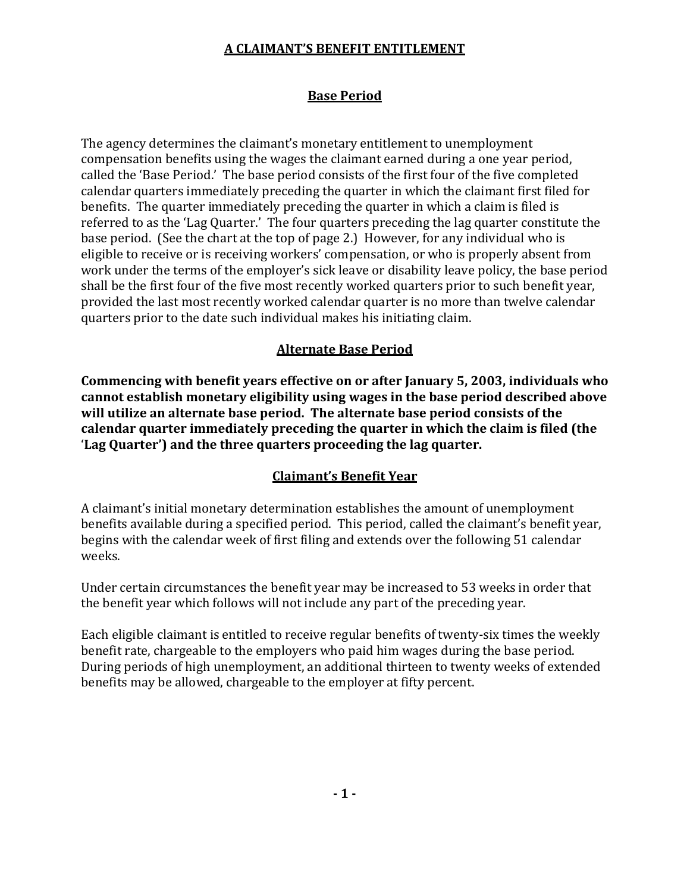# A CLAIMANT'S BENEFIT ENTITLEMENT

## Base Period

The agency determines the claimant's monetary entitlement to unemployment compensation benefits using the wages the claimant earned during a one year period, called the 'Base Period.' The base period consists of the first four of the five completed calendar quarters immediately preceding the quarter in which the claimant first filed for benefits. The quarter immediately preceding the quarter in which a claim is filed is referred to as the 'Lag Quarter.' The four quarters preceding the lag quarter constitute the base period. (See the chart at the top of page 2.) However, for any individual who is eligible to receive or is receiving workers' compensation, or who is properly absent from work under the terms of the employer's sick leave or disability leave policy, the base period shall be the first four of the five most recently worked quarters prior to such benefit year, provided the last most recently worked calendar quarter is no more than twelve calendar quarters prior to the date such individual makes his initiating claim.

## Alternate Base Period

**Commencing with benefit years effective on or after January 5, 2003, individuals who cannot establish monetary eligibility using wages in the base period described above will utilize an alternate base period. The alternate base period consists of the calendar quarter immediately preceding the quarter in which the claim is filed (the 'Lag Quarter') and the three quarters proceeding the lag quarter.**

## Claimant's Benefit Year

A claimant's initial monetary determination establishes the amount of unemployment benefits available during a specified period. This period, called the claimant's benefit year, begins with the calendar week of first filing and extends over the following 51 calendar weeks.

Under certain circumstances the benefit year may be increased to 53 weeks in order that the benefit year which follows will not include any part of the preceding year.

Each eligible claimant is entitled to receive regular benefits of twenty-six times the weekly benefit rate, chargeable to the employers who paid him wages during the base period. During periods of high unemployment, an additional thirteen to twenty weeks of extended benefits may be allowed, chargeable to the employer at fifty percent.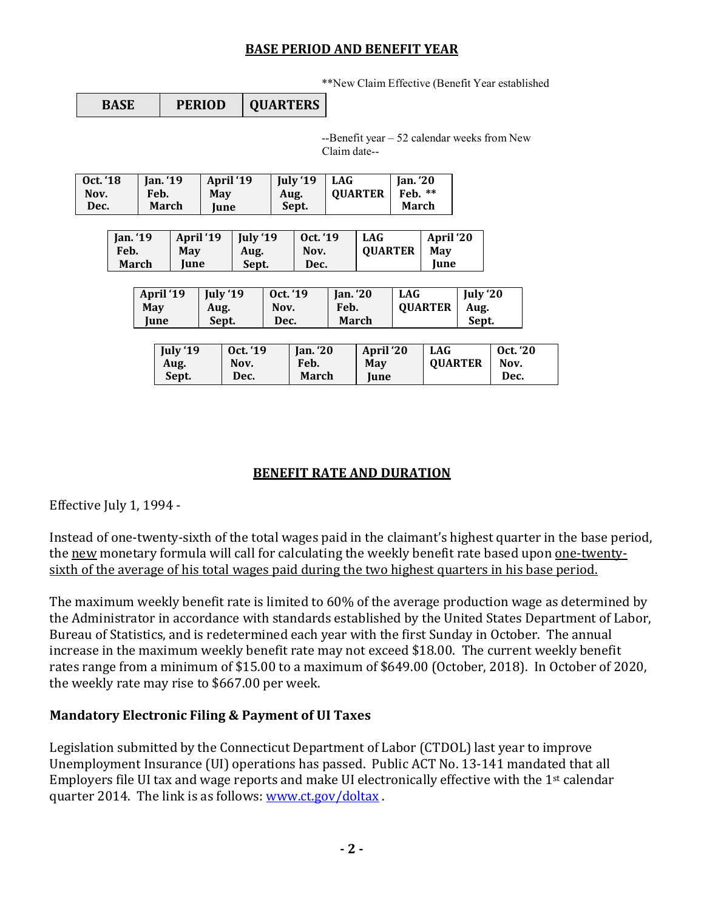## BASE PERIOD AND BENEFIT YEAR

**New Claim Effective (Benefit Year established

| BASE | PERIOD | QUARTERS |
|---|---|---|

--Benefit year – 52 calendar weeks from New Claim date--

| Oct. '18 Nov. Dec. | Jan. '19 Feb. March | April '19 May June | July '19 Aug. Sept. | LAG QUARTER | Jan. '20 Feb. ** March |
|---|---|---|---|---|---|

| Jan. '19 Feb. March | April '19 May June | July '19 Aug. Sept. | Oct. '19 Nov. Dec. | LAG QUARTER | April '20 May June |
|---|---|---|---|---|---|

| April '19 May June | July '19 Aug. Sept. | Oct. '19 Nov. Dec. | Jan. '20 Feb. March | LAG QUARTER | July '20 Aug. Sept. |
|---|---|---|---|---|---|

| July '19 Aug. Sept. | Oct. '19 Nov. Dec. | Jan. '20 Feb. March | April '20 May June | LAG QUARTER | Oct. '20 Nov. Dec. |
|---|---|---|---|---|---|

## BENEFIT RATE AND DURATION

Effective July 1, 1994 -

Instead of one-twenty-sixth of the total wages paid in the claimant's highest quarter in the base period, the new monetary formula will call for calculating the weekly benefit rate based upon one-twenty-sixth of the average of his total wages paid during the two highest quarters in his base period.

The maximum weekly benefit rate is limited to 60% of the average production wage as determined by the Administrator in accordance with standards established by the United States Department of Labor, Bureau of Statistics, and is redetermined each year with the first Sunday in October. The annual increase in the maximum weekly benefit rate may not exceed $18.00. The current weekly benefit rates range from a minimum of $15.00 to a maximum of $649.00 (October, 2018). In October of 2020, the weekly rate may rise to $667.00 per week.

### Mandatory Electronic Filing & Payment of UI Taxes

Legislation submitted by the Connecticut Department of Labor (CTDOL) last year to improve Unemployment Insurance (UI) operations has passed. Public ACT No. 13-141 mandated that all Employers file UI tax and wage reports and make UI electronically effective with the 1st calendar quarter 2014. The link is as follows: www.ct.gov/doltax .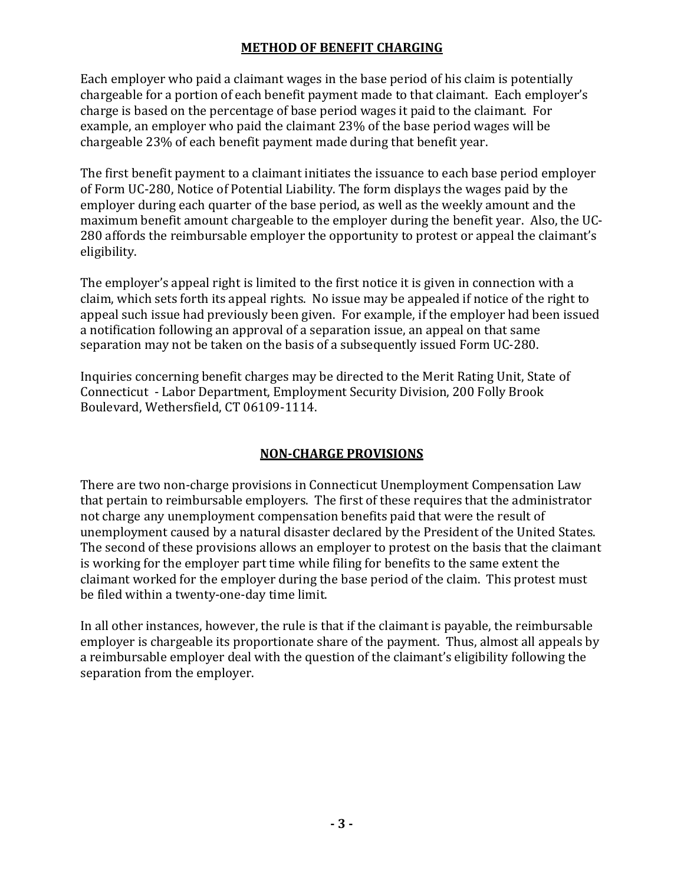## METHOD OF BENEFIT CHARGING

Each employer who paid a claimant wages in the base period of his claim is potentially chargeable for a portion of each benefit payment made to that claimant. Each employer's charge is based on the percentage of base period wages it paid to the claimant. For example, an employer who paid the claimant 23% of the base period wages will be chargeable 23% of each benefit payment made during that benefit year.

The first benefit payment to a claimant initiates the issuance to each base period employer of Form UC-280, Notice of Potential Liability. The form displays the wages paid by the employer during each quarter of the base period, as well as the weekly amount and the maximum benefit amount chargeable to the employer during the benefit year. Also, the UC-280 affords the reimbursable employer the opportunity to protest or appeal the claimant's eligibility.

The employer's appeal right is limited to the first notice it is given in connection with a claim, which sets forth its appeal rights. No issue may be appealed if notice of the right to appeal such issue had previously been given. For example, if the employer had been issued a notification following an approval of a separation issue, an appeal on that same separation may not be taken on the basis of a subsequently issued Form UC-280.

Inquiries concerning benefit charges may be directed to the Merit Rating Unit, State of Connecticut - Labor Department, Employment Security Division, 200 Folly Brook Boulevard, Wethersfield, CT 06109-1114.

## NON-CHARGE PROVISIONS

There are two non-charge provisions in Connecticut Unemployment Compensation Law that pertain to reimbursable employers. The first of these requires that the administrator not charge any unemployment compensation benefits paid that were the result of unemployment caused by a natural disaster declared by the President of the United States. The second of these provisions allows an employer to protest on the basis that the claimant is working for the employer part time while filing for benefits to the same extent the claimant worked for the employer during the base period of the claim. This protest must be filed within a twenty-one-day time limit.

In all other instances, however, the rule is that if the claimant is payable, the reimbursable employer is chargeable its proportionate share of the payment. Thus, almost all appeals by a reimbursable employer deal with the question of the claimant's eligibility following the separation from the employer.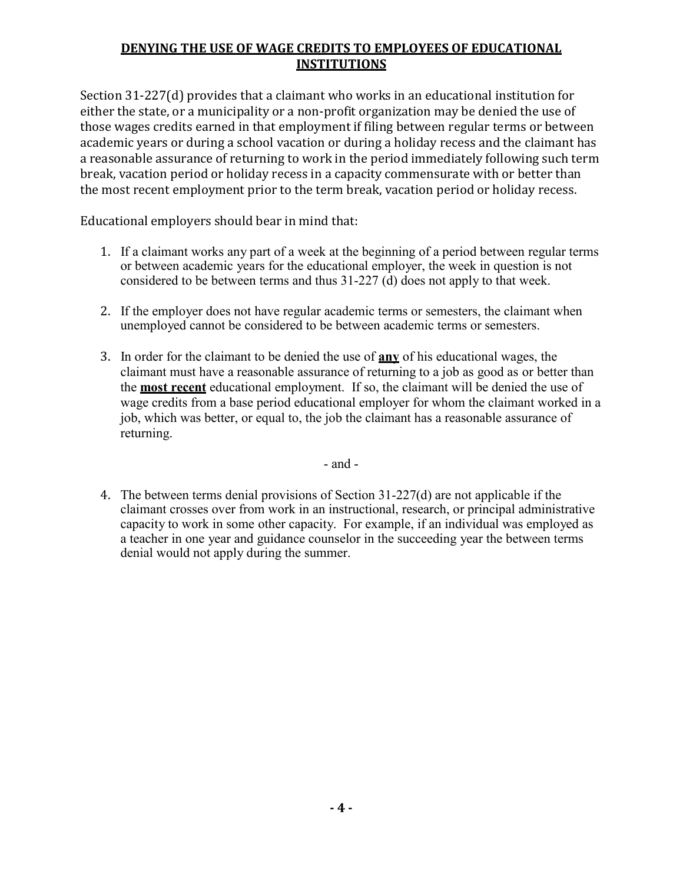## DENYING THE USE OF WAGE CREDITS TO EMPLOYEES OF EDUCATIONAL INSTITUTIONS

Section 31-227(d) provides that a claimant who works in an educational institution for either the state, or a municipality or a non-profit organization may be denied the use of those wages credits earned in that employment if filing between regular terms or between academic years or during a school vacation or during a holiday recess and the claimant has a reasonable assurance of returning to work in the period immediately following such term break, vacation period or holiday recess in a capacity commensurate with or better than the most recent employment prior to the term break, vacation period or holiday recess.

Educational employers should bear in mind that:

1. If a claimant works any part of a week at the beginning of a period between regular terms or between academic years for the educational employer, the week in question is not considered to be between terms and thus 31-227 (d) does not apply to that week.

2. If the employer does not have regular academic terms or semesters, the claimant when unemployed cannot be considered to be between academic terms or semesters.

3. In order for the claimant to be denied the use of **any** of his educational wages, the claimant must have a reasonable assurance of returning to a job as good as or better than the **most recent** educational employment. If so, the claimant will be denied the use of wage credits from a base period educational employer for whom the claimant worked in a job, which was better, or equal to, the job the claimant has a reasonable assurance of returning.

- and -

4. The between terms denial provisions of Section 31-227(d) are not applicable if the claimant crosses over from work in an instructional, research, or principal administrative capacity to work in some other capacity. For example, if an individual was employed as a teacher in one year and guidance counselor in the succeeding year the between terms denial would not apply during the summer.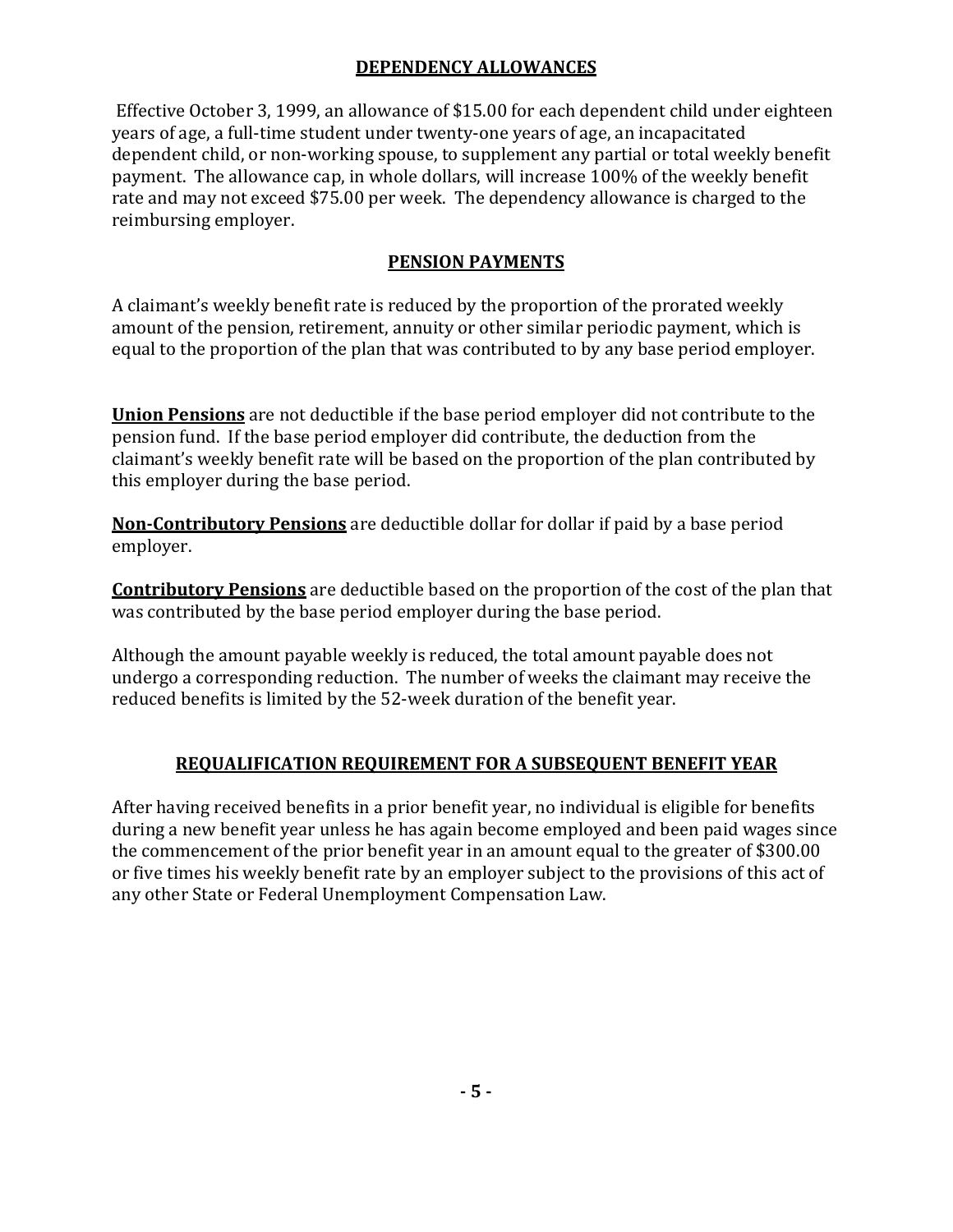## DEPENDENCY ALLOWANCES

Effective October 3, 1999, an allowance of $15.00 for each dependent child under eighteen years of age, a full-time student under twenty-one years of age, an incapacitated dependent child, or non-working spouse, to supplement any partial or total weekly benefit payment. The allowance cap, in whole dollars, will increase 100% of the weekly benefit rate and may not exceed $75.00 per week. The dependency allowance is charged to the reimbursing employer.

## PENSION PAYMENTS

A claimant's weekly benefit rate is reduced by the proportion of the prorated weekly amount of the pension, retirement, annuity or other similar periodic payment, which is equal to the proportion of the plan that was contributed to by any base period employer.

**Union Pensions** are not deductible if the base period employer did not contribute to the pension fund. If the base period employer did contribute, the deduction from the claimant's weekly benefit rate will be based on the proportion of the plan contributed by this employer during the base period.

**Non-Contributory Pensions** are deductible dollar for dollar if paid by a base period employer.

**Contributory Pensions** are deductible based on the proportion of the cost of the plan that was contributed by the base period employer during the base period.

Although the amount payable weekly is reduced, the total amount payable does not undergo a corresponding reduction. The number of weeks the claimant may receive the reduced benefits is limited by the 52-week duration of the benefit year.

## REQUALIFICATION REQUIREMENT FOR A SUBSEQUENT BENEFIT YEAR

After having received benefits in a prior benefit year, no individual is eligible for benefits during a new benefit year unless he has again become employed and been paid wages since the commencement of the prior benefit year in an amount equal to the greater of $300.00 or five times his weekly benefit rate by an employer subject to the provisions of this act of any other State or Federal Unemployment Compensation Law.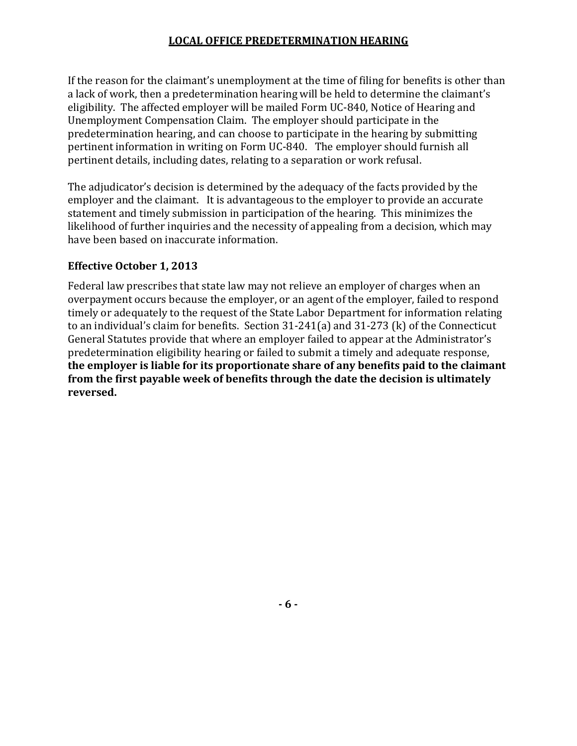## LOCAL OFFICE PREDETERMINATION HEARING

If the reason for the claimant's unemployment at the time of filing for benefits is other than a lack of work, then a predetermination hearing will be held to determine the claimant's eligibility. The affected employer will be mailed Form UC-840, Notice of Hearing and Unemployment Compensation Claim. The employer should participate in the predetermination hearing, and can choose to participate in the hearing by submitting pertinent information in writing on Form UC-840. The employer should furnish all pertinent details, including dates, relating to a separation or work refusal.

The adjudicator's decision is determined by the adequacy of the facts provided by the employer and the claimant. It is advantageous to the employer to provide an accurate statement and timely submission in participation of the hearing. This minimizes the likelihood of further inquiries and the necessity of appealing from a decision, which may have been based on inaccurate information.

### Effective October 1, 2013

Federal law prescribes that state law may not relieve an employer of charges when an overpayment occurs because the employer, or an agent of the employer, failed to respond timely or adequately to the request of the State Labor Department for information relating to an individual's claim for benefits. Section 31-241(a) and 31-273 (k) of the Connecticut General Statutes provide that where an employer failed to appear at the Administrator's predetermination eligibility hearing or failed to submit a timely and adequate response, **the employer is liable for its proportionate share of any benefits paid to the claimant from the first payable week of benefits through the date the decision is ultimately reversed.**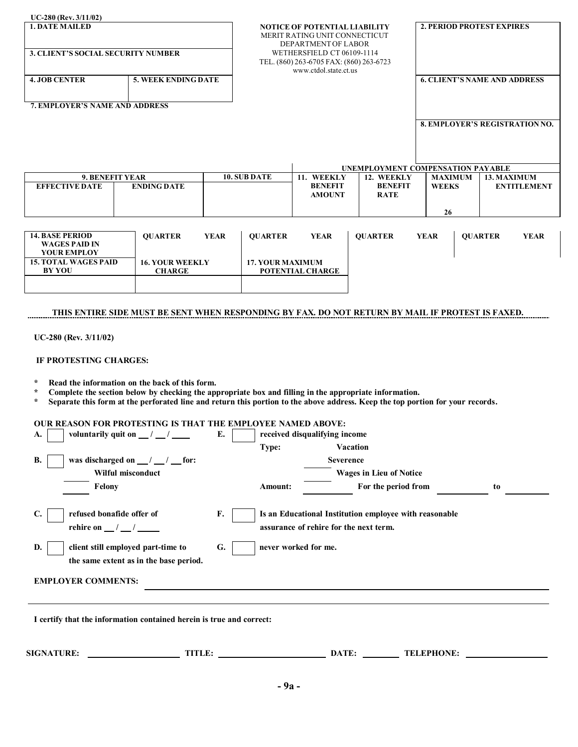UC-280 (Rev. 3/11/02)

| 1. DATE MAILED | | NOTICE OF POTENTIAL LIABILITY<br>MERIT RATING UNIT CONNECTICUT<br>DEPARTMENT OF LABOR<br>WETHERSFIELD CT 06109-1114<br>TEL. (860) 263-6705 FAX: (860) 263-6723<br>www.ctdol.state.ct.us | 2. PERIOD PROTEST EXPIRES |
|---|---|---|---|
| 3. CLIENT'S SOCIAL SECURITY NUMBER | | | |
| 4. JOB CENTER | 5. WEEK ENDING DATE | | 6. CLIENT'S NAME AND ADDRESS |
| 7. EMPLOYER'S NAME AND ADDRESS | | | 8. EMPLOYER'S REGISTRATION NO. |

| 9. BENEFIT YEAR | | 10. SUB DATE | UNEMPLOYMENT COMPENSATION PAYABLE | | | |
|---|---|---|---|---|---|---|
| EFFECTIVE DATE | ENDING DATE | | 11. WEEKLY BENEFIT AMOUNT | 12. WEEKLY BENEFIT RATE | MAXIMUM WEEKS | 13. MAXIMUM ENTITLEMENT |
| | | | | | 26 | |

| 14. BASE PERIOD WAGES PAID IN YOUR EMPLOY | QUARTER | YEAR | QUARTER | YEAR | QUARTER | YEAR | QUARTER | YEAR |
|---|---|---|---|---|---|---|---|---|
| 15. TOTAL WAGES PAID BY YOU | 16. YOUR WEEKLY CHARGE | | 17. YOUR MAXIMUM POTENTIAL CHARGE | | | | | |
| | | | | | | | | |

**THIS ENTIRE SIDE MUST BE SENT WHEN RESPONDING BY FAX. DO NOT RETURN BY MAIL IF PROTEST IS FAXED.**

---

UC-280 (Rev. 3/11/02)

**IF PROTESTING CHARGES:**

- **Read the information on the back of this form.**
- **Complete the section below by checking the appropriate box and filling in the appropriate information.**
- **Separate this form at the perforated line and return this portion to the above address. Keep the top portion for your records.**

**OUR REASON FOR PROTESTING IS THAT THE EMPLOYEE NAMED ABOVE:**

**A.** ☐ voluntarily quit on \_\_ / \_\_ / \_\_\_\_

**B.** ☐ was discharged on \_\_ / \_\_ / \_\_ for:
- Wilful misconduct
- \_\_\_\_ Felony

**C.** ☐ refused bonafide offer of rehire on \_\_ / \_\_ / \_\_\_\_

**D.** ☐ client still employed part-time to the same extent as in the base period.

**E.** ☐ received disqualifying income
- Type: Vacation
- \_\_\_\_ Severence
- \_\_\_\_ Wages in Lieu of Notice
- Amount: \_\_\_\_\_\_ For the period from \_\_\_\_\_\_ to \_\_\_\_\_\_

**F.** ☐ Is an Educational Institution employee with reasonable assurance of rehire for the next term.

**G.** ☐ never worked for me.

**EMPLOYER COMMENTS:** \_\_\_\_\_\_\_\_\_\_\_\_\_\_\_\_\_\_\_\_\_\_\_\_\_\_\_\_\_\_\_\_

**I certify that the information contained herein is true and correct:**

**SIGNATURE:** \_\_\_\_\_\_\_\_\_\_\_\_ **TITLE:** \_\_\_\_\_\_\_\_\_\_\_\_ **DATE:** \_\_\_\_\_\_ **TELEPHONE:** \_\_\_\_\_\_\_\_\_\_\_\_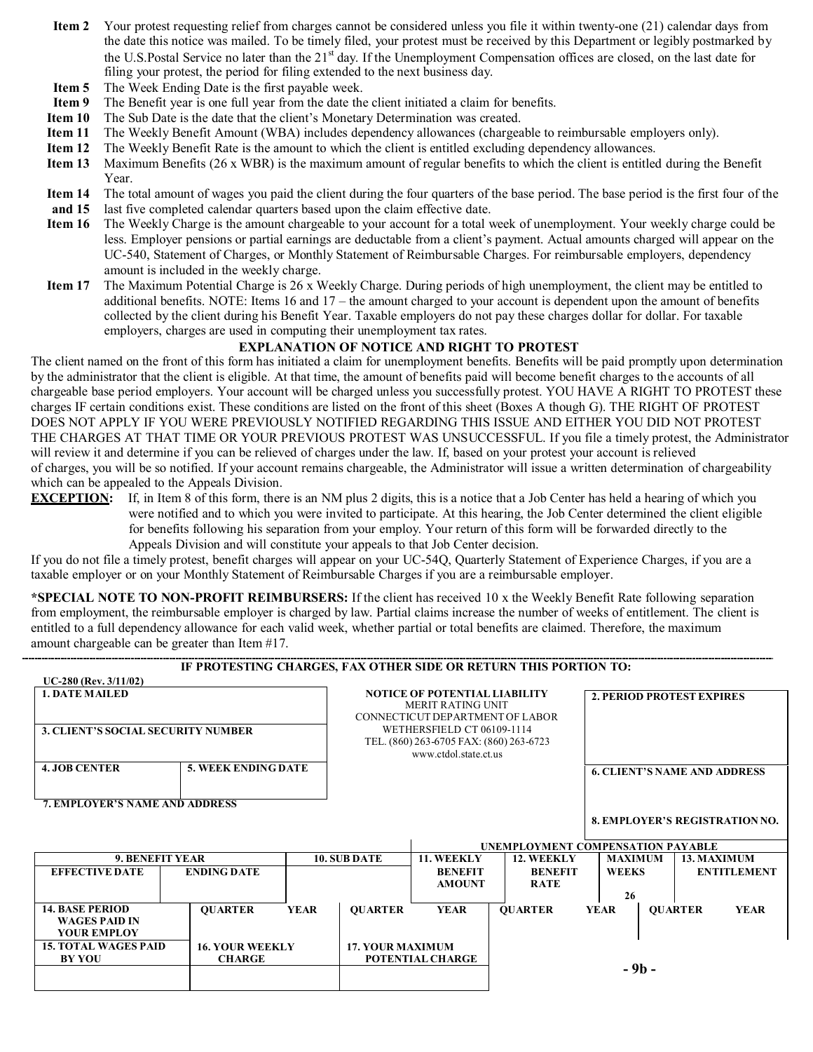**Item 2** Your protest requesting relief from charges cannot be considered unless you file it within twenty-one (21) calendar days from the date this notice was mailed. To be timely filed, your protest must be received by this Department or legibly postmarked by the U.S.Postal Service no later than the 21st day. If the Unemployment Compensation offices are closed, on the last date for filing your protest, the period for filing extended to the next business day.

**Item 5** The Week Ending Date is the first payable week.

**Item 9** The Benefit year is one full year from the date the client initiated a claim for benefits.

**Item 10** The Sub Date is the date that the client's Monetary Determination was created.

**Item 11** The Weekly Benefit Amount (WBA) includes dependency allowances (chargeable to reimbursable employers only).

**Item 12** The Weekly Benefit Rate is the amount to which the client is entitled excluding dependency allowances.

**Item 13** Maximum Benefits (26 x WBR) is the maximum amount of regular benefits to which the client is entitled during the Benefit Year.

**Item 14 and 15** The total amount of wages you paid the client during the four quarters of the base period. The base period is the first four of the last five completed calendar quarters based upon the claim effective date.

**Item 16** The Weekly Charge is the amount chargeable to your account for a total week of unemployment. Your weekly charge could be less. Employer pensions or partial earnings are deductable from a client's payment. Actual amounts charged will appear on the UC-540, Statement of Charges, or Monthly Statement of Reimbursable Charges. For reimbursable employers, dependency amount is included in the weekly charge.

**Item 17** The Maximum Potential Charge is 26 x Weekly Charge. During periods of high unemployment, the client may be entitled to additional benefits. NOTE: Items 16 and 17 – the amount charged to your account is dependent upon the amount of benefits collected by the client during his Benefit Year. Taxable employers do not pay these charges dollar for dollar. For taxable employers, charges are used in computing their unemployment tax rates.

**EXPLANATION OF NOTICE AND RIGHT TO PROTEST**

The client named on the front of this form has initiated a claim for unemployment benefits. Benefits will be paid promptly upon determination by the administrator that the client is eligible. At that time, the amount of benefits paid will become benefit charges to the accounts of all chargeable base period employers. Your account will be charged unless you successfully protest. YOU HAVE A RIGHT TO PROTEST these charges IF certain conditions exist. These conditions are listed on the front of this sheet (Boxes A though G). THE RIGHT OF PROTEST DOES NOT APPLY IF YOU WERE PREVIOUSLY NOTIFIED REGARDING THIS ISSUE AND EITHER YOU DID NOT PROTEST THE CHARGES AT THAT TIME OR YOUR PREVIOUS PROTEST WAS UNSUCCESSFUL. If you file a timely protest, the Administrator will review it and determine if you can be relieved of charges under the law. If, based on your protest your account is relieved of charges, you will be so notified. If your account remains chargeable, the Administrator will issue a written determination of chargeability which can be appealed to the Appeals Division.

**EXCEPTION:** If, in Item 8 of this form, there is an NM plus 2 digits, this is a notice that a Job Center has held a hearing of which you were notified and to which you were invited to participate. At this hearing, the Job Center determined the client eligible for benefits following his separation from your employ. Your return of this form will be forwarded directly to the Appeals Division and will constitute your appeals to that Job Center decision.

If you do not file a timely protest, benefit charges will appear on your UC-54Q, Quarterly Statement of Experience Charges, if you are a taxable employer or on your Monthly Statement of Reimbursable Charges if you are a reimbursable employer.

**\*SPECIAL NOTE TO NON-PROFIT REIMBURSERS:** If the client has received 10 x the Weekly Benefit Rate following separation from employment, the reimbursable employer is charged by law. Partial claims increase the number of weeks of entitlement. The client is entitled to a full dependency allowance for each valid week, whether partial or total benefits are claimed. Therefore, the maximum amount chargeable can be greater than Item #17.

---

**IF PROTESTING CHARGES, FAX OTHER SIDE OR RETURN THIS PORTION TO:**

UC-280 (Rev. 3/11/02)

**NOTICE OF POTENTIAL LIABILITY**
MERIT RATING UNIT
CONNECTICUT DEPARTMENT OF LABOR
WETHERSFIELD CT 06109-1114
TEL. (860) 263-6705 FAX: (860) 263-6723
www.ctdol.state.ct.us

| 1. DATE MAILED | | 2. PERIOD PROTEST EXPIRES |
|---|---|---|
| 3. CLIENT'S SOCIAL SECURITY NUMBER | | 6. CLIENT'S NAME AND ADDRESS |
| 4. JOB CENTER | 5. WEEK ENDING DATE | |
| 7. EMPLOYER'S NAME AND ADDRESS | | 8. EMPLOYER'S REGISTRATION NO. |

| 9. BENEFIT YEAR | | 10. SUB DATE | UNEMPLOYMENT COMPENSATION PAYABLE | | | |
|---|---|---|---|---|---|---|
| EFFECTIVE DATE | ENDING DATE | | 11. WEEKLY BENEFIT AMOUNT | 12. WEEKLY BENEFIT RATE | MAXIMUM WEEKS | 13. MAXIMUM ENTITLEMENT |
| | | | | | 26 | |

| 14. BASE PERIOD WAGES PAID IN YOUR EMPLOY | QUARTER | YEAR | QUARTER | YEAR | QUARTER | YEAR | QUARTER | YEAR |
|---|---|---|---|---|---|---|---|---|
| **15. TOTAL WAGES PAID BY YOU** | **16. YOUR WEEKLY CHARGE** | | **17. YOUR MAXIMUM POTENTIAL CHARGE** | | | | | |
| | | | | | | | | |

- 9b -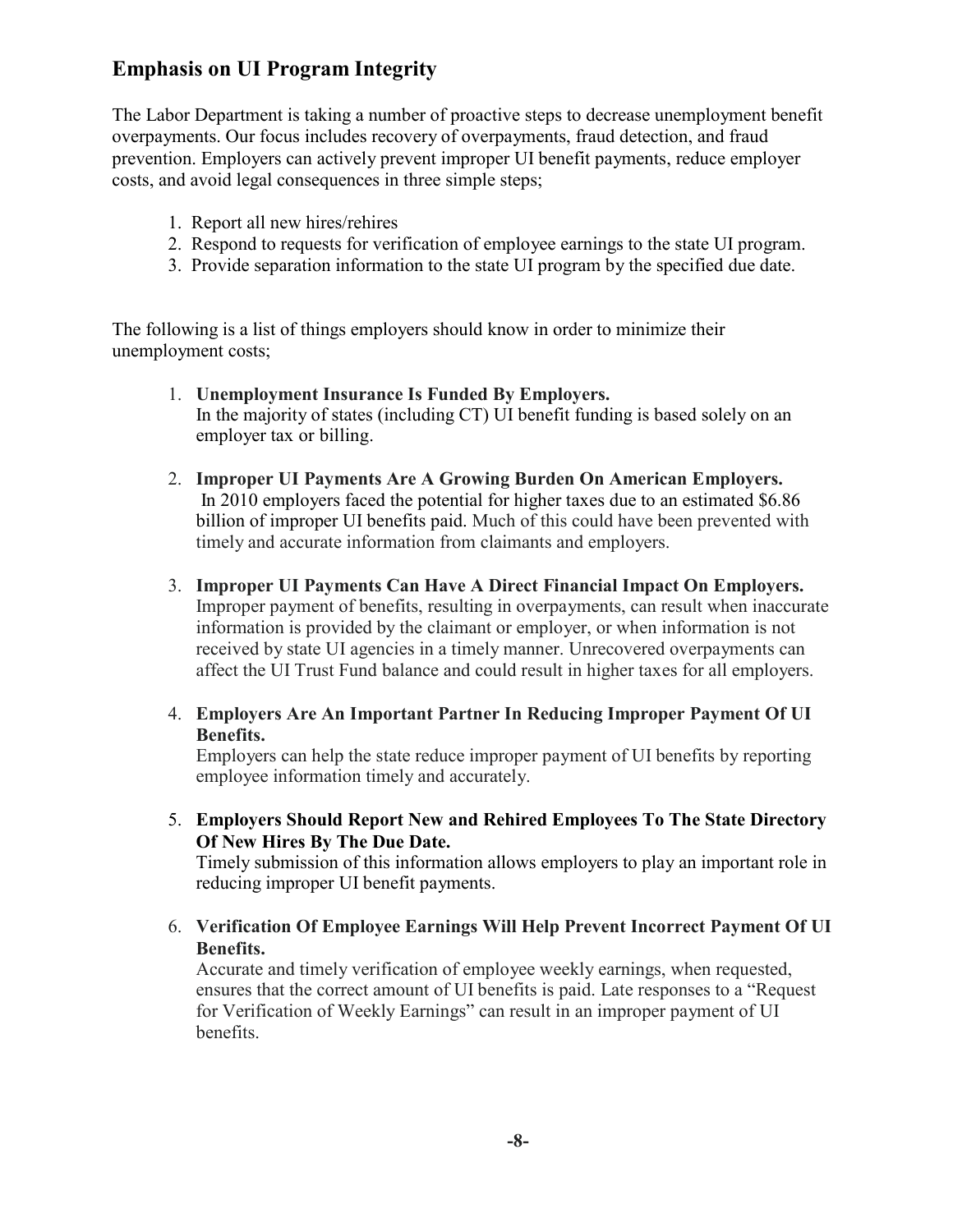## Emphasis on UI Program Integrity

The Labor Department is taking a number of proactive steps to decrease unemployment benefit overpayments. Our focus includes recovery of overpayments, fraud detection, and fraud prevention. Employers can actively prevent improper UI benefit payments, reduce employer costs, and avoid legal consequences in three simple steps;

1. Report all new hires/rehires
2. Respond to requests for verification of employee earnings to the state UI program.
3. Provide separation information to the state UI program by the specified due date.

The following is a list of things employers should know in order to minimize their unemployment costs;

1. **Unemployment Insurance Is Funded By Employers.**
   In the majority of states (including CT) UI benefit funding is based solely on an employer tax or billing.

2. **Improper UI Payments Are A Growing Burden On American Employers.**
   In 2010 employers faced the potential for higher taxes due to an estimated $6.86 billion of improper UI benefits paid. Much of this could have been prevented with timely and accurate information from claimants and employers.

3. **Improper UI Payments Can Have A Direct Financial Impact On Employers.**
   Improper payment of benefits, resulting in overpayments, can result when inaccurate information is provided by the claimant or employer, or when information is not received by state UI agencies in a timely manner. Unrecovered overpayments can affect the UI Trust Fund balance and could result in higher taxes for all employers.

4. **Employers Are An Important Partner In Reducing Improper Payment Of UI Benefits.**
   Employers can help the state reduce improper payment of UI benefits by reporting employee information timely and accurately.

5. **Employers Should Report New and Rehired Employees To The State Directory Of New Hires By The Due Date.**
   Timely submission of this information allows employers to play an important role in reducing improper UI benefit payments.

6. **Verification Of Employee Earnings Will Help Prevent Incorrect Payment Of UI Benefits.**
   Accurate and timely verification of employee weekly earnings, when requested, ensures that the correct amount of UI benefits is paid. Late responses to a "Request for Verification of Weekly Earnings" can result in an improper payment of UI benefits.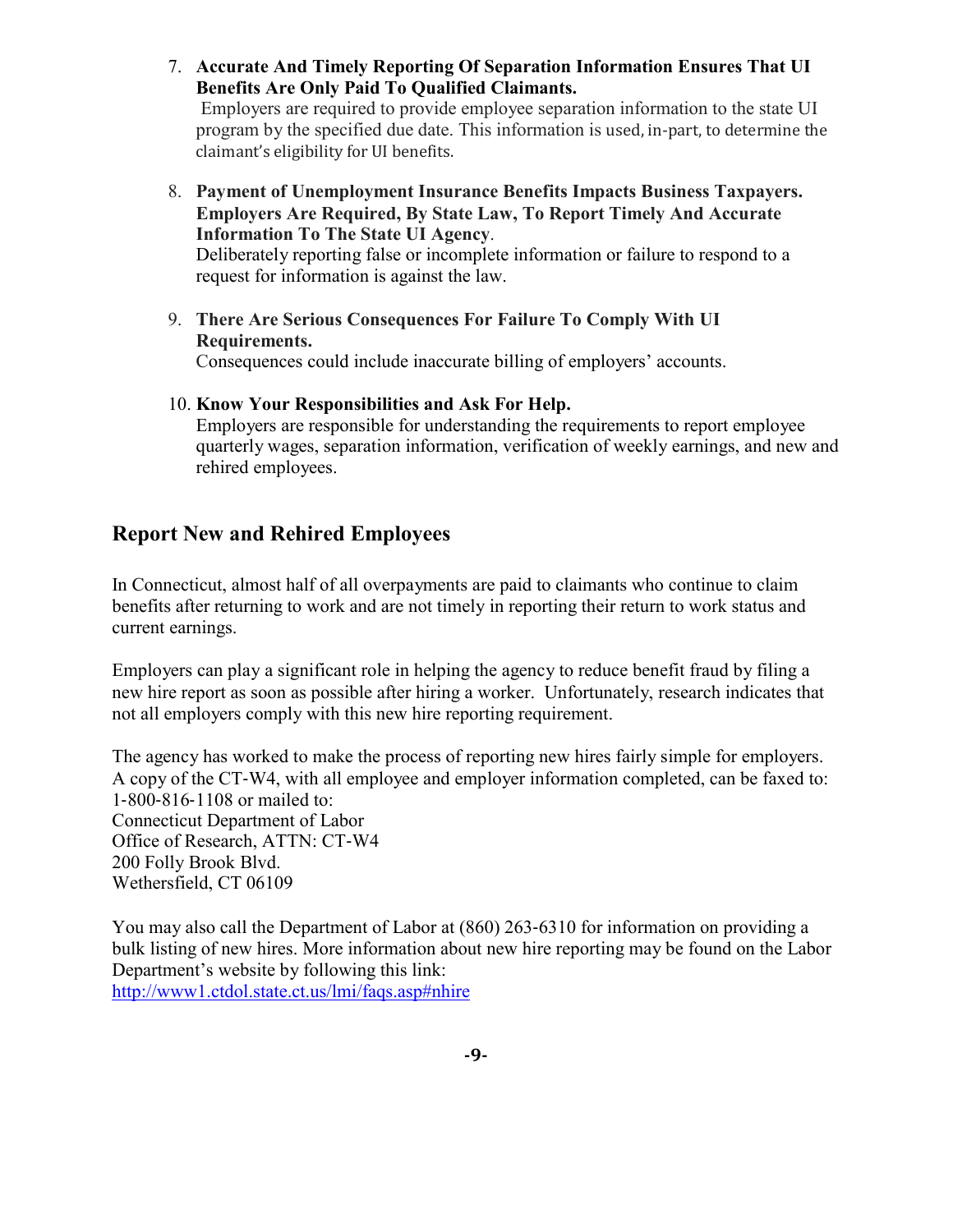7. **Accurate And Timely Reporting Of Separation Information Ensures That UI Benefits Are Only Paid To Qualified Claimants.**
   Employers are required to provide employee separation information to the state UI program by the specified due date. This information is used, in-part, to determine the claimant's eligibility for UI benefits.

8. **Payment of Unemployment Insurance Benefits Impacts Business Taxpayers. Employers Are Required, By State Law, To Report Timely And Accurate Information To The State UI Agency**.
   Deliberately reporting false or incomplete information or failure to respond to a request for information is against the law.

9. **There Are Serious Consequences For Failure To Comply With UI Requirements.**
   Consequences could include inaccurate billing of employers' accounts.

10. **Know Your Responsibilities and Ask For Help.**
    Employers are responsible for understanding the requirements to report employee quarterly wages, separation information, verification of weekly earnings, and new and rehired employees.

## Report New and Rehired Employees

In Connecticut, almost half of all overpayments are paid to claimants who continue to claim benefits after returning to work and are not timely in reporting their return to work status and current earnings.

Employers can play a significant role in helping the agency to reduce benefit fraud by filing a new hire report as soon as possible after hiring a worker. Unfortunately, research indicates that not all employers comply with this new hire reporting requirement.

The agency has worked to make the process of reporting new hires fairly simple for employers. A copy of the CT-W4, with all employee and employer information completed, can be faxed to: 1-800-816-1108 or mailed to:
Connecticut Department of Labor
Office of Research, ATTN: CT-W4
200 Folly Brook Blvd.
Wethersfield, CT 06109

You may also call the Department of Labor at (860) 263-6310 for information on providing a bulk listing of new hires. More information about new hire reporting may be found on the Labor Department's website by following this link:
http://www1.ctdol.state.ct.us/lmi/faqs.asp#nhire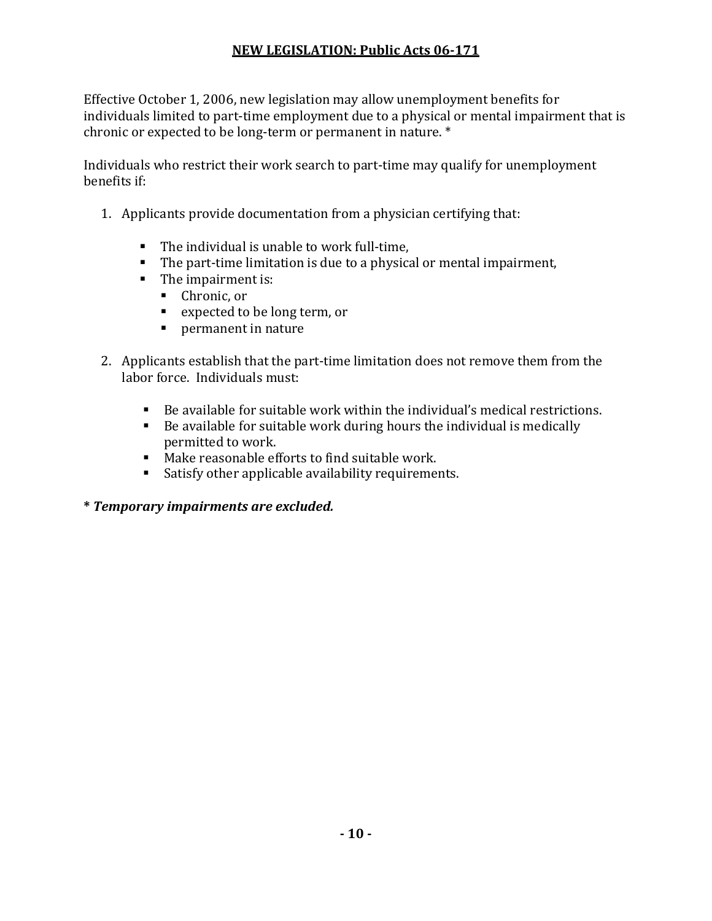## **NEW LEGISLATION: Public Acts 06-171**

Effective October 1, 2006, new legislation may allow unemployment benefits for individuals limited to part-time employment due to a physical or mental impairment that is chronic or expected to be long-term or permanent in nature. *

Individuals who restrict their work search to part-time may qualify for unemployment benefits if:

1. Applicants provide documentation from a physician certifying that:

   - The individual is unable to work full-time,
   - The part-time limitation is due to a physical or mental impairment,
   - The impairment is:
     - Chronic, or
     - expected to be long term, or
     - permanent in nature

2. Applicants establish that the part-time limitation does not remove them from the labor force. Individuals must:

   - Be available for suitable work within the individual's medical restrictions.
   - Be available for suitable work during hours the individual is medically permitted to work.
   - Make reasonable efforts to find suitable work.
   - Satisfy other applicable availability requirements.

**\* *Temporary impairments are excluded.***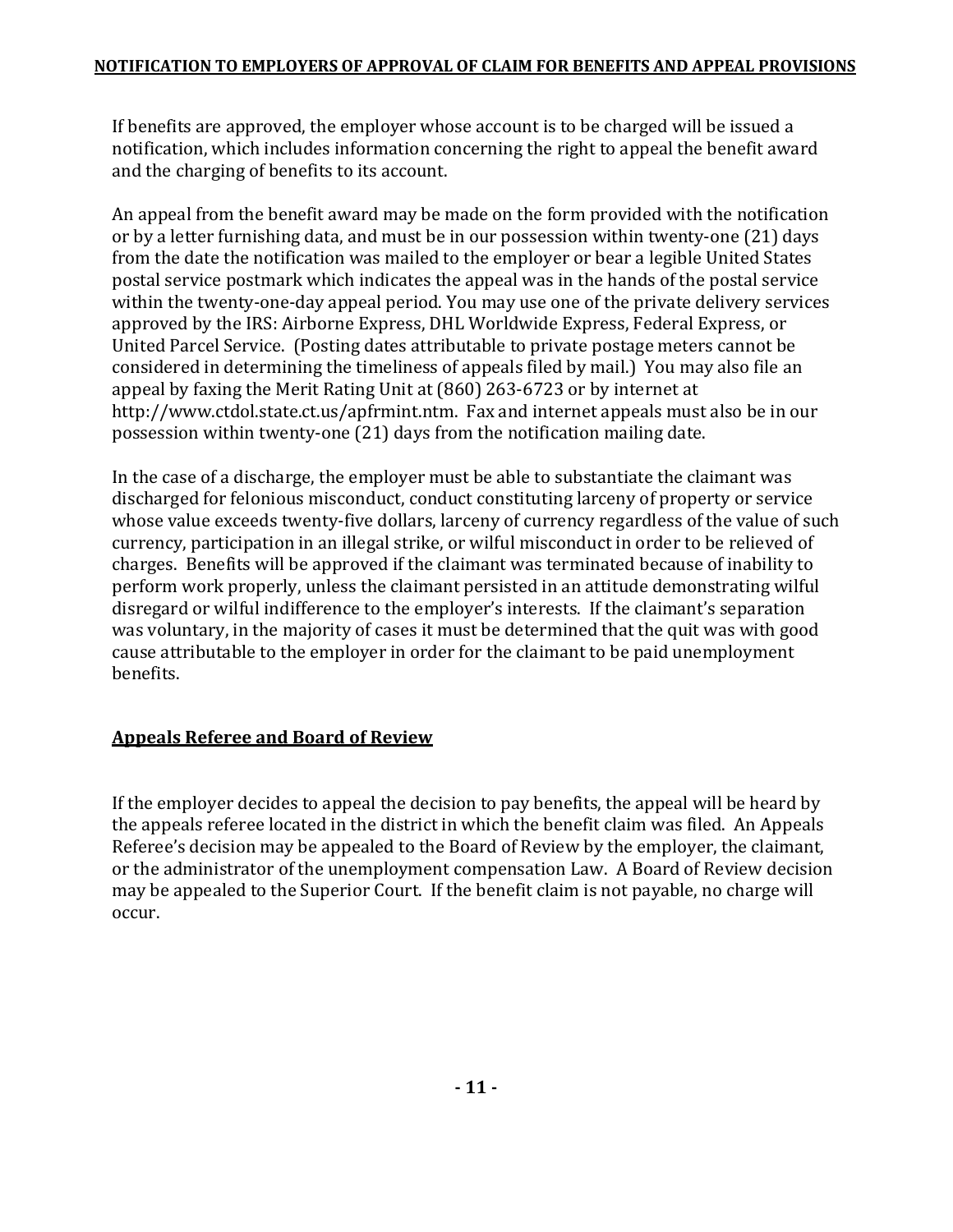## NOTIFICATION TO EMPLOYERS OF APPROVAL OF CLAIM FOR BENEFITS AND APPEAL PROVISIONS

If benefits are approved, the employer whose account is to be charged will be issued a notification, which includes information concerning the right to appeal the benefit award and the charging of benefits to its account.

An appeal from the benefit award may be made on the form provided with the notification or by a letter furnishing data, and must be in our possession within twenty-one (21) days from the date the notification was mailed to the employer or bear a legible United States postal service postmark which indicates the appeal was in the hands of the postal service within the twenty-one-day appeal period. You may use one of the private delivery services approved by the IRS: Airborne Express, DHL Worldwide Express, Federal Express, or United Parcel Service. (Posting dates attributable to private postage meters cannot be considered in determining the timeliness of appeals filed by mail.) You may also file an appeal by faxing the Merit Rating Unit at (860) 263-6723 or by internet at http://www.ctdol.state.ct.us/apfrmint.ntm. Fax and internet appeals must also be in our possession within twenty-one (21) days from the notification mailing date.

In the case of a discharge, the employer must be able to substantiate the claimant was discharged for felonious misconduct, conduct constituting larceny of property or service whose value exceeds twenty-five dollars, larceny of currency regardless of the value of such currency, participation in an illegal strike, or wilful misconduct in order to be relieved of charges. Benefits will be approved if the claimant was terminated because of inability to perform work properly, unless the claimant persisted in an attitude demonstrating wilful disregard or wilful indifference to the employer's interests. If the claimant's separation was voluntary, in the majority of cases it must be determined that the quit was with good cause attributable to the employer in order for the claimant to be paid unemployment benefits.

### Appeals Referee and Board of Review

If the employer decides to appeal the decision to pay benefits, the appeal will be heard by the appeals referee located in the district in which the benefit claim was filed. An Appeals Referee's decision may be appealed to the Board of Review by the employer, the claimant, or the administrator of the unemployment compensation Law. A Board of Review decision may be appealed to the Superior Court. If the benefit claim is not payable, no charge will occur.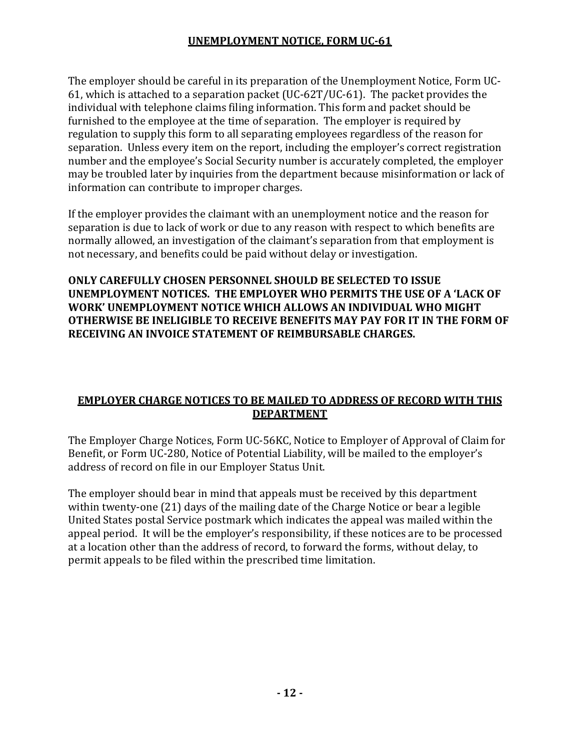## UNEMPLOYMENT NOTICE, FORM UC-61

The employer should be careful in its preparation of the Unemployment Notice, Form UC-61, which is attached to a separation packet (UC-62T/UC-61). The packet provides the individual with telephone claims filing information. This form and packet should be furnished to the employee at the time of separation. The employer is required by regulation to supply this form to all separating employees regardless of the reason for separation. Unless every item on the report, including the employer's correct registration number and the employee's Social Security number is accurately completed, the employer may be troubled later by inquiries from the department because misinformation or lack of information can contribute to improper charges.

If the employer provides the claimant with an unemployment notice and the reason for separation is due to lack of work or due to any reason with respect to which benefits are normally allowed, an investigation of the claimant's separation from that employment is not necessary, and benefits could be paid without delay or investigation.

**ONLY CAREFULLY CHOSEN PERSONNEL SHOULD BE SELECTED TO ISSUE UNEMPLOYMENT NOTICES. THE EMPLOYER WHO PERMITS THE USE OF A 'LACK OF WORK' UNEMPLOYMENT NOTICE WHICH ALLOWS AN INDIVIDUAL WHO MIGHT OTHERWISE BE INELIGIBLE TO RECEIVE BENEFITS MAY PAY FOR IT IN THE FORM OF RECEIVING AN INVOICE STATEMENT OF REIMBURSABLE CHARGES.**

## EMPLOYER CHARGE NOTICES TO BE MAILED TO ADDRESS OF RECORD WITH THIS DEPARTMENT

The Employer Charge Notices, Form UC-56KC, Notice to Employer of Approval of Claim for Benefit, or Form UC-280, Notice of Potential Liability, will be mailed to the employer's address of record on file in our Employer Status Unit.

The employer should bear in mind that appeals must be received by this department within twenty-one (21) days of the mailing date of the Charge Notice or bear a legible United States postal Service postmark which indicates the appeal was mailed within the appeal period. It will be the employer's responsibility, if these notices are to be processed at a location other than the address of record, to forward the forms, without delay, to permit appeals to be filed within the prescribed time limitation.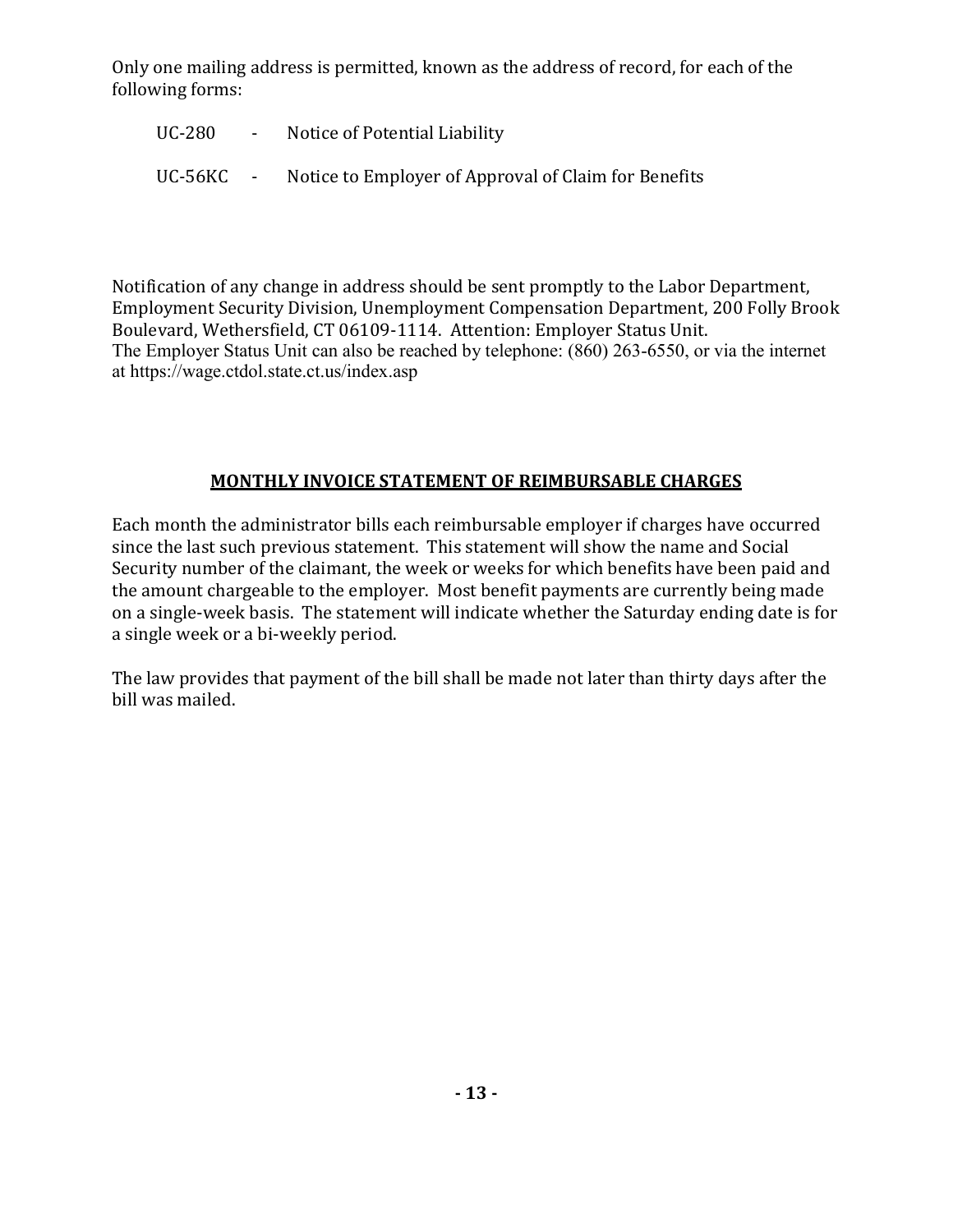Only one mailing address is permitted, known as the address of record, for each of the following forms:

UC-280 - Notice of Potential Liability

UC-56KC - Notice to Employer of Approval of Claim for Benefits

Notification of any change in address should be sent promptly to the Labor Department, Employment Security Division, Unemployment Compensation Department, 200 Folly Brook Boulevard, Wethersfield, CT 06109-1114. Attention: Employer Status Unit. The Employer Status Unit can also be reached by telephone: (860) 263-6550, or via the internet at https://wage.ctdol.state.ct.us/index.asp

## **MONTHLY INVOICE STATEMENT OF REIMBURSABLE CHARGES**

Each month the administrator bills each reimbursable employer if charges have occurred since the last such previous statement. This statement will show the name and Social Security number of the claimant, the week or weeks for which benefits have been paid and the amount chargeable to the employer. Most benefit payments are currently being made on a single-week basis. The statement will indicate whether the Saturday ending date is for a single week or a bi-weekly period.

The law provides that payment of the bill shall be made not later than thirty days after the bill was mailed.